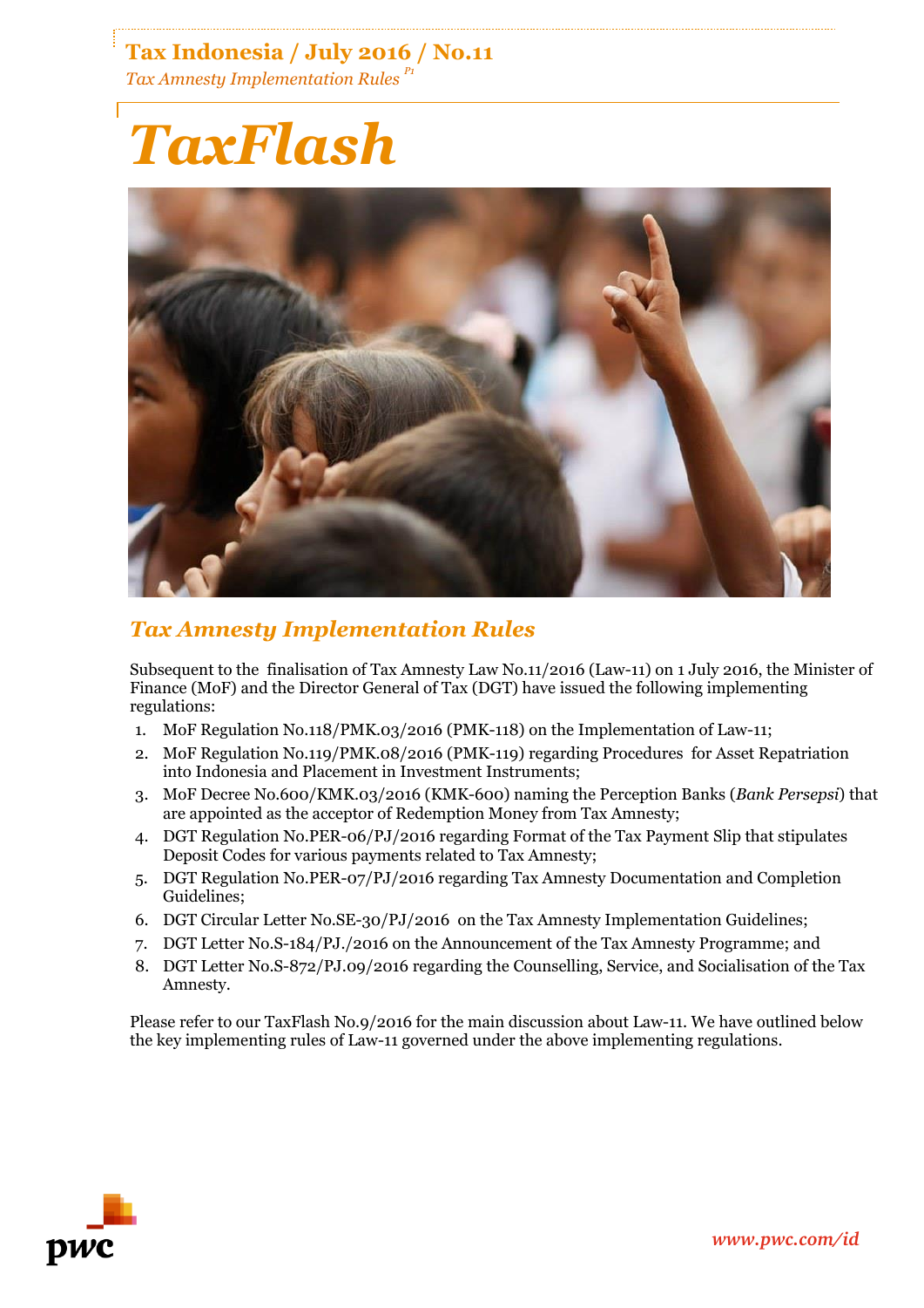# TaxFlash

## Tax Amnesty Implementation Rules

Subsequent to the finalisation of Tax Amnesty Law No.11/2016 (Law-11) on 1 July 2016, the Minister of Finance (MoF) and the Director General of Tax (DGT) have issued the following implementing regulations:

1. MoF Regulation No.118/PMK.03/2016 (PMK-118) on the Implementation of Law-11;
2. MoF Regulation No.119/PMK.08/2016 (PMK-119) regarding Procedures for Asset Repatriation into Indonesia and Placement in Investment Instruments;
3. MoF Decree No.600/KMK.03/2016 (KMK-600) naming the Perception Banks (*Bank Persepsi*) that are appointed as the acceptor of Redemption Money from Tax Amnesty;
4. DGT Regulation No.PER-06/PJ/2016 regarding Format of the Tax Payment Slip that stipulates Deposit Codes for various payments related to Tax Amnesty;
5. DGT Regulation No.PER-07/PJ/2016 regarding Tax Amnesty Documentation and Completion Guidelines;
6. DGT Circular Letter No.SE-30/PJ/2016 on the Tax Amnesty Implementation Guidelines;
7. DGT Letter No.S-184/PJ./2016 on the Announcement of the Tax Amnesty Programme; and
8. DGT Letter No.S-872/PJ.09/2016 regarding the Counselling, Service, and Socialisation of the Tax Amnesty.

Please refer to our TaxFlash No.9/2016 for the main discussion about Law-11. We have outlined below the key implementing rules of Law-11 governed under the above implementing regulations.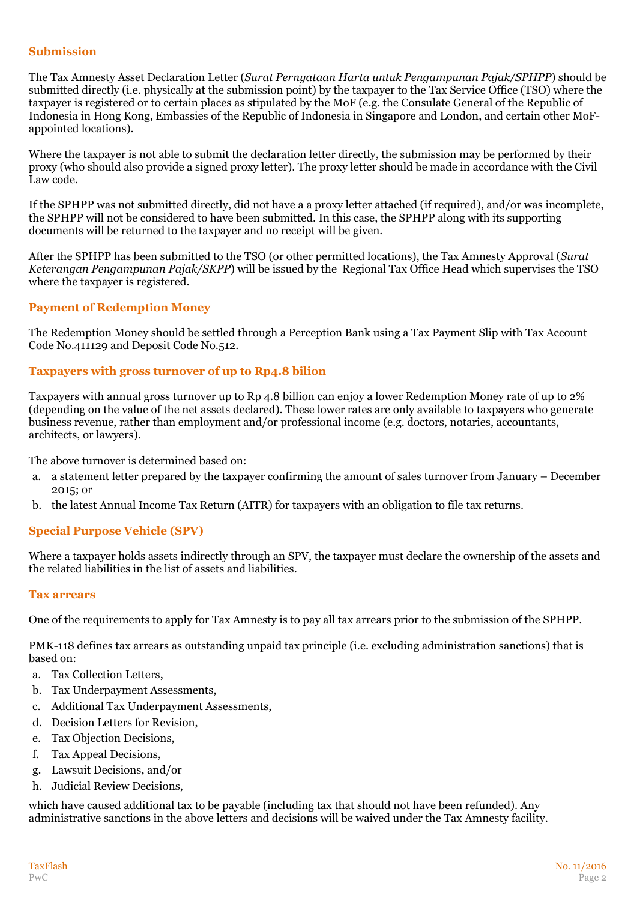## Submission

The Tax Amnesty Asset Declaration Letter (*Surat Pernyataan Harta untuk Pengampunan Pajak/SPHPP*) should be submitted directly (i.e. physically at the submission point) by the taxpayer to the Tax Service Office (TSO) where the taxpayer is registered or to certain places as stipulated by the MoF (e.g. the Consulate General of the Republic of Indonesia in Hong Kong, Embassies of the Republic of Indonesia in Singapore and London, and certain other MoF-appointed locations).

Where the taxpayer is not able to submit the declaration letter directly, the submission may be performed by their proxy (who should also provide a signed proxy letter). The proxy letter should be made in accordance with the Civil Law code.

If the SPHPP was not submitted directly, did not have a a proxy letter attached (if required), and/or was incomplete, the SPHPP will not be considered to have been submitted. In this case, the SPHPP along with its supporting documents will be returned to the taxpayer and no receipt will be given.

After the SPHPP has been submitted to the TSO (or other permitted locations), the Tax Amnesty Approval (*Surat Keterangan Pengampunan Pajak/SKPP*) will be issued by the Regional Tax Office Head which supervises the TSO where the taxpayer is registered.

## Payment of Redemption Money

The Redemption Money should be settled through a Perception Bank using a Tax Payment Slip with Tax Account Code No.411129 and Deposit Code No.512.

## Taxpayers with gross turnover of up to Rp4.8 bilion

Taxpayers with annual gross turnover up to Rp 4.8 billion can enjoy a lower Redemption Money rate of up to 2% (depending on the value of the net assets declared). These lower rates are only available to taxpayers who generate business revenue, rather than employment and/or professional income (e.g. doctors, notaries, accountants, architects, or lawyers).

The above turnover is determined based on:

a. a statement letter prepared by the taxpayer confirming the amount of sales turnover from January – December 2015; or
b. the latest Annual Income Tax Return (AITR) for taxpayers with an obligation to file tax returns.

## Special Purpose Vehicle (SPV)

Where a taxpayer holds assets indirectly through an SPV, the taxpayer must declare the ownership of the assets and the related liabilities in the list of assets and liabilities.

## Tax arrears

One of the requirements to apply for Tax Amnesty is to pay all tax arrears prior to the submission of the SPHPP.

PMK-118 defines tax arrears as outstanding unpaid tax principle (i.e. excluding administration sanctions) that is based on:

a. Tax Collection Letters,
b. Tax Underpayment Assessments,
c. Additional Tax Underpayment Assessments,
d. Decision Letters for Revision,
e. Tax Objection Decisions,
f. Tax Appeal Decisions,
g. Lawsuit Decisions, and/or
h. Judicial Review Decisions,

which have caused additional tax to be payable (including tax that should not have been refunded). Any administrative sanctions in the above letters and decisions will be waived under the Tax Amnesty facility.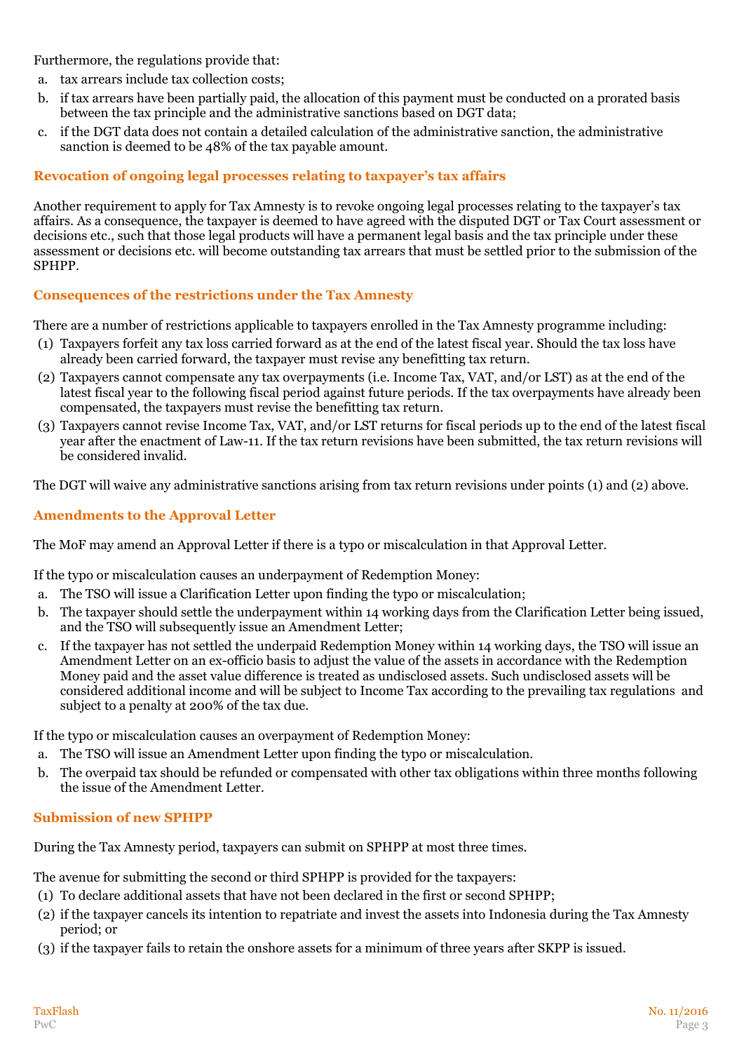Furthermore, the regulations provide that:

a. tax arrears include tax collection costs;
b. if tax arrears have been partially paid, the allocation of this payment must be conducted on a prorated basis between the tax principle and the administrative sanctions based on DGT data;
c. if the DGT data does not contain a detailed calculation of the administrative sanction, the administrative sanction is deemed to be 48% of the tax payable amount.

### Revocation of ongoing legal processes relating to taxpayer's tax affairs

Another requirement to apply for Tax Amnesty is to revoke ongoing legal processes relating to the taxpayer's tax affairs. As a consequence, the taxpayer is deemed to have agreed with the disputed DGT or Tax Court assessment or decisions etc., such that those legal products will have a permanent legal basis and the tax principle under these assessment or decisions etc. will become outstanding tax arrears that must be settled prior to the submission of the SPHPP.

### Consequences of the restrictions under the Tax Amnesty

There are a number of restrictions applicable to taxpayers enrolled in the Tax Amnesty programme including:

(1) Taxpayers forfeit any tax loss carried forward as at the end of the latest fiscal year. Should the tax loss have already been carried forward, the taxpayer must revise any benefitting tax return.
(2) Taxpayers cannot compensate any tax overpayments (i.e. Income Tax, VAT, and/or LST) as at the end of the latest fiscal year to the following fiscal period against future periods. If the tax overpayments have already been compensated, the taxpayers must revise the benefitting tax return.
(3) Taxpayers cannot revise Income Tax, VAT, and/or LST returns for fiscal periods up to the end of the latest fiscal year after the enactment of Law-11. If the tax return revisions have been submitted, the tax return revisions will be considered invalid.

The DGT will waive any administrative sanctions arising from tax return revisions under points (1) and (2) above.

### Amendments to the Approval Letter

The MoF may amend an Approval Letter if there is a typo or miscalculation in that Approval Letter.

If the typo or miscalculation causes an underpayment of Redemption Money:

a. The TSO will issue a Clarification Letter upon finding the typo or miscalculation;
b. The taxpayer should settle the underpayment within 14 working days from the Clarification Letter being issued, and the TSO will subsequently issue an Amendment Letter;
c. If the taxpayer has not settled the underpaid Redemption Money within 14 working days, the TSO will issue an Amendment Letter on an ex-officio basis to adjust the value of the assets in accordance with the Redemption Money paid and the asset value difference is treated as undisclosed assets. Such undisclosed assets will be considered additional income and will be subject to Income Tax according to the prevailing tax regulations and subject to a penalty at 200% of the tax due.

If the typo or miscalculation causes an overpayment of Redemption Money:

a. The TSO will issue an Amendment Letter upon finding the typo or miscalculation.
b. The overpaid tax should be refunded or compensated with other tax obligations within three months following the issue of the Amendment Letter.

### Submission of new SPHPP

During the Tax Amnesty period, taxpayers can submit on SPHPP at most three times.

The avenue for submitting the second or third SPHPP is provided for the taxpayers:

(1) To declare additional assets that have not been declared in the first or second SPHPP;
(2) if the taxpayer cancels its intention to repatriate and invest the assets into Indonesia during the Tax Amnesty period; or
(3) if the taxpayer fails to retain the onshore assets for a minimum of three years after SKPP is issued.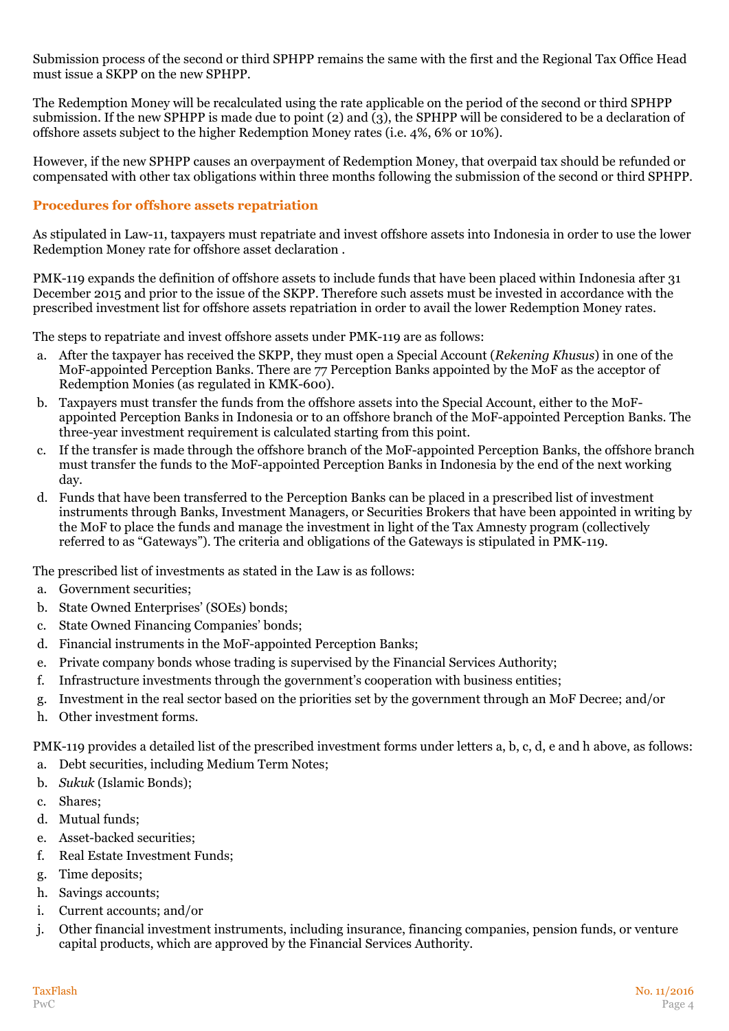Submission process of the second or third SPHPP remains the same with the first and the Regional Tax Office Head must issue a SKPP on the new SPHPP.

The Redemption Money will be recalculated using the rate applicable on the period of the second or third SPHPP submission. If the new SPHPP is made due to point (2) and (3), the SPHPP will be considered to be a declaration of offshore assets subject to the higher Redemption Money rates (i.e. 4%, 6% or 10%).

However, if the new SPHPP causes an overpayment of Redemption Money, that overpaid tax should be refunded or compensated with other tax obligations within three months following the submission of the second or third SPHPP.

## Procedures for offshore assets repatriation

As stipulated in Law-11, taxpayers must repatriate and invest offshore assets into Indonesia in order to use the lower Redemption Money rate for offshore asset declaration .

PMK-119 expands the definition of offshore assets to include funds that have been placed within Indonesia after 31 December 2015 and prior to the issue of the SKPP. Therefore such assets must be invested in accordance with the prescribed investment list for offshore assets repatriation in order to avail the lower Redemption Money rates.

The steps to repatriate and invest offshore assets under PMK-119 are as follows:

a. After the taxpayer has received the SKPP, they must open a Special Account (*Rekening Khusus*) in one of the MoF-appointed Perception Banks. There are 77 Perception Banks appointed by the MoF as the acceptor of Redemption Monies (as regulated in KMK-600).
b. Taxpayers must transfer the funds from the offshore assets into the Special Account, either to the MoF-appointed Perception Banks in Indonesia or to an offshore branch of the MoF-appointed Perception Banks. The three-year investment requirement is calculated starting from this point.
c. If the transfer is made through the offshore branch of the MoF-appointed Perception Banks, the offshore branch must transfer the funds to the MoF-appointed Perception Banks in Indonesia by the end of the next working day.
d. Funds that have been transferred to the Perception Banks can be placed in a prescribed list of investment instruments through Banks, Investment Managers, or Securities Brokers that have been appointed in writing by the MoF to place the funds and manage the investment in light of the Tax Amnesty program (collectively referred to as "Gateways"). The criteria and obligations of the Gateways is stipulated in PMK-119.

The prescribed list of investments as stated in the Law is as follows:

a. Government securities;
b. State Owned Enterprises' (SOEs) bonds;
c. State Owned Financing Companies' bonds;
d. Financial instruments in the MoF-appointed Perception Banks;
e. Private company bonds whose trading is supervised by the Financial Services Authority;
f. Infrastructure investments through the government's cooperation with business entities;
g. Investment in the real sector based on the priorities set by the government through an MoF Decree; and/or
h. Other investment forms.

PMK-119 provides a detailed list of the prescribed investment forms under letters a, b, c, d, e and h above, as follows:

a. Debt securities, including Medium Term Notes;
b. *Sukuk* (Islamic Bonds);
c. Shares;
d. Mutual funds;
e. Asset-backed securities;
f. Real Estate Investment Funds;
g. Time deposits;
h. Savings accounts;
i. Current accounts; and/or
j. Other financial investment instruments, including insurance, financing companies, pension funds, or venture capital products, which are approved by the Financial Services Authority.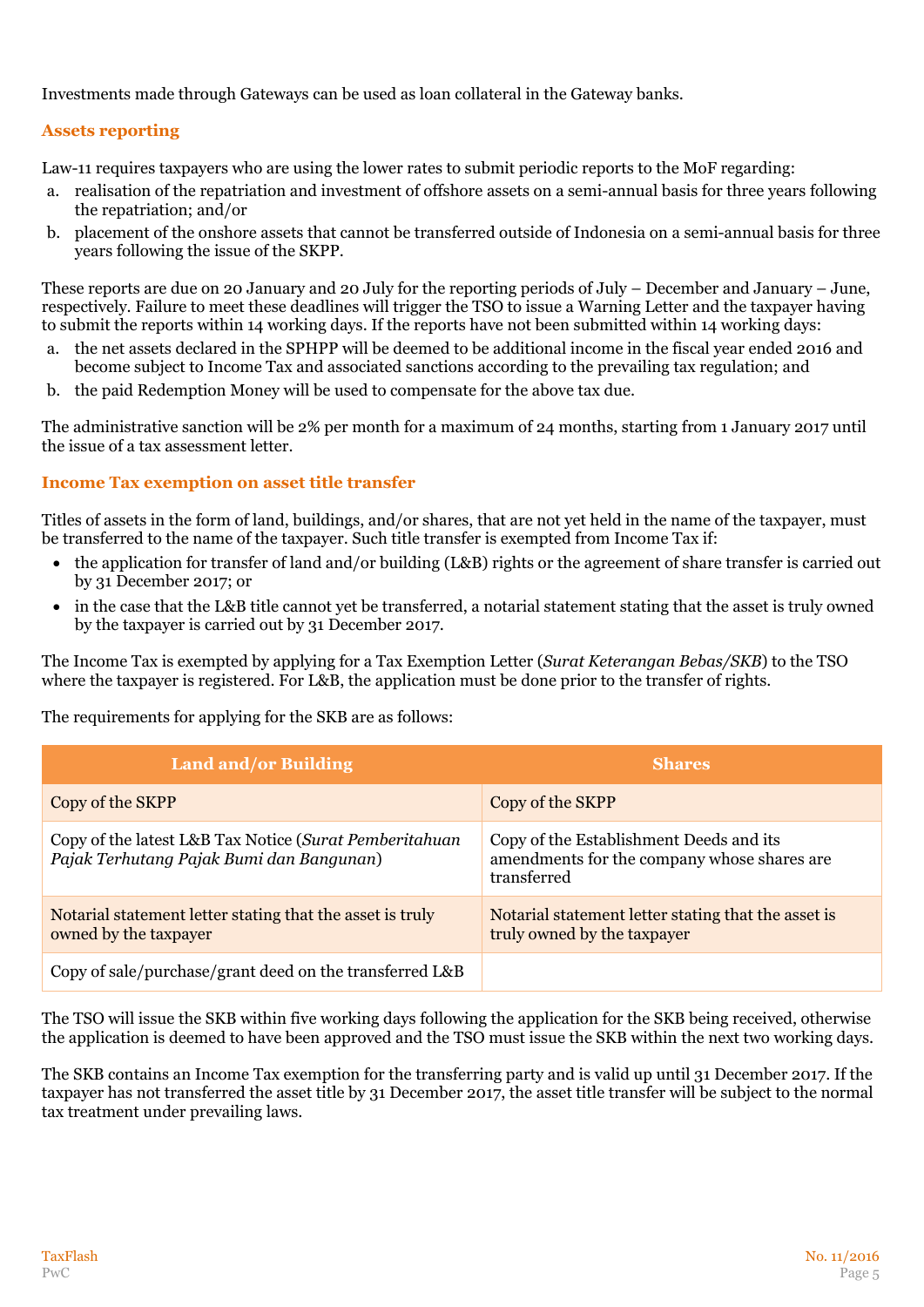Investments made through Gateways can be used as loan collateral in the Gateway banks.

## Assets reporting

Law-11 requires taxpayers who are using the lower rates to submit periodic reports to the MoF regarding:

a. realisation of the repatriation and investment of offshore assets on a semi-annual basis for three years following the repatriation; and/or
b. placement of the onshore assets that cannot be transferred outside of Indonesia on a semi-annual basis for three years following the issue of the SKPP.

These reports are due on 20 January and 20 July for the reporting periods of July – December and January – June, respectively. Failure to meet these deadlines will trigger the TSO to issue a Warning Letter and the taxpayer having to submit the reports within 14 working days. If the reports have not been submitted within 14 working days:

a. the net assets declared in the SPHPP will be deemed to be additional income in the fiscal year ended 2016 and become subject to Income Tax and associated sanctions according to the prevailing tax regulation; and
b. the paid Redemption Money will be used to compensate for the above tax due.

The administrative sanction will be 2% per month for a maximum of 24 months, starting from 1 January 2017 until the issue of a tax assessment letter.

## Income Tax exemption on asset title transfer

Titles of assets in the form of land, buildings, and/or shares, that are not yet held in the name of the taxpayer, must be transferred to the name of the taxpayer. Such title transfer is exempted from Income Tax if:

- the application for transfer of land and/or building (L&B) rights or the agreement of share transfer is carried out by 31 December 2017; or
- in the case that the L&B title cannot yet be transferred, a notarial statement stating that the asset is truly owned by the taxpayer is carried out by 31 December 2017.

The Income Tax is exempted by applying for a Tax Exemption Letter (*Surat Keterangan Bebas/SKB*) to the TSO where the taxpayer is registered. For L&B, the application must be done prior to the transfer of rights.

The requirements for applying for the SKB are as follows:

| Land and/or Building | Shares |
|---|---|
| Copy of the SKPP | Copy of the SKPP |
| Copy of the latest L&B Tax Notice (*Surat Pemberitahuan Pajak Terhutang Pajak Bumi dan Bangunan*) | Copy of the Establishment Deeds and its amendments for the company whose shares are transferred |
| Notarial statement letter stating that the asset is truly owned by the taxpayer | Notarial statement letter stating that the asset is truly owned by the taxpayer |
| Copy of sale/purchase/grant deed on the transferred L&B | |

The TSO will issue the SKB within five working days following the application for the SKB being received, otherwise the application is deemed to have been approved and the TSO must issue the SKB within the next two working days.

The SKB contains an Income Tax exemption for the transferring party and is valid up until 31 December 2017. If the taxpayer has not transferred the asset title by 31 December 2017, the asset title transfer will be subject to the normal tax treatment under prevailing laws.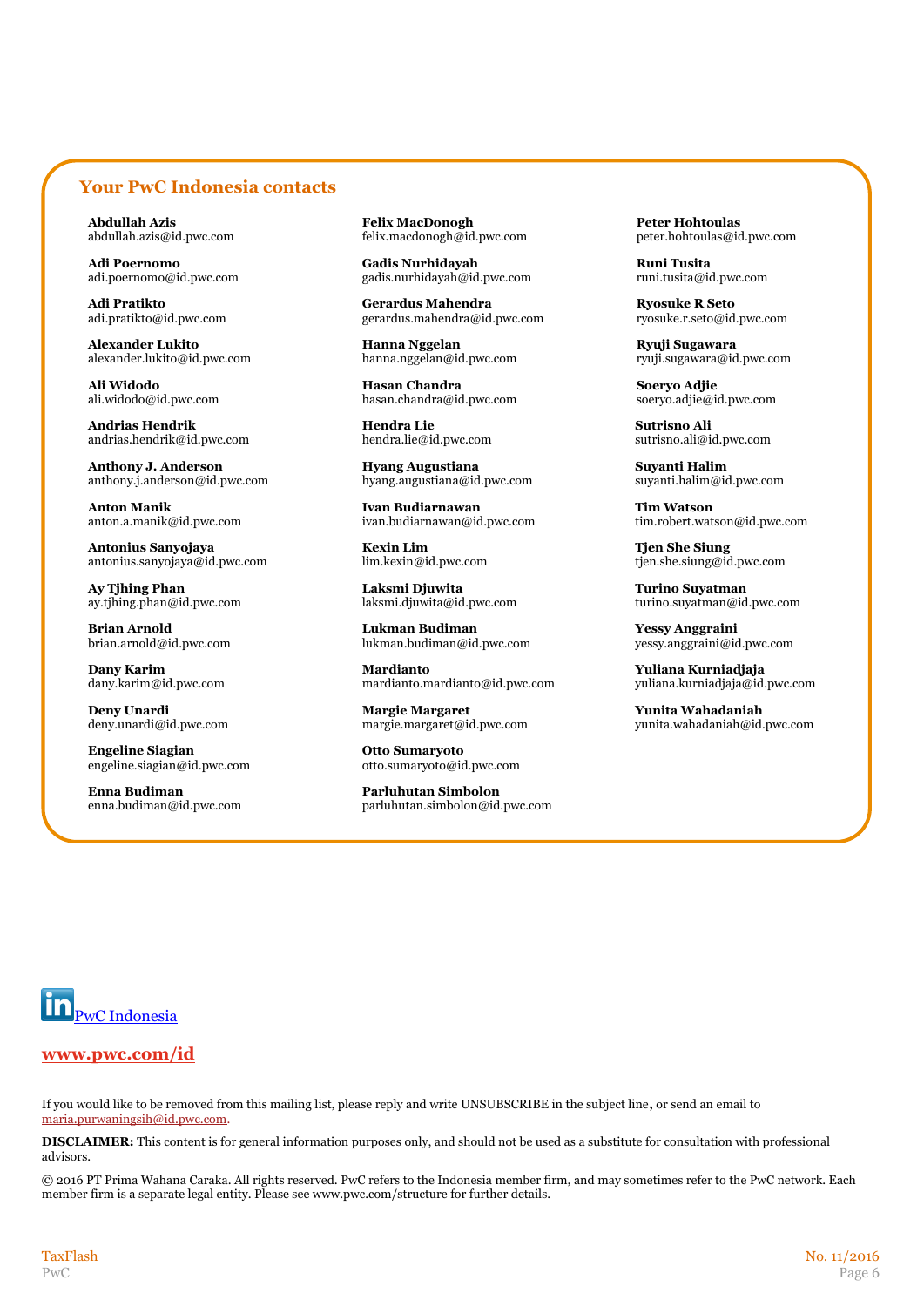## Your PwC Indonesia contacts

**Abdullah Azis**
abdullah.azis@id.pwc.com

**Adi Poernomo**
adi.poernomo@id.pwc.com

**Adi Pratikto**
adi.pratikto@id.pwc.com

**Alexander Lukito**
alexander.lukito@id.pwc.com

**Ali Widodo**
ali.widodo@id.pwc.com

**Andrias Hendrik**
andrias.hendrik@id.pwc.com

**Anthony J. Anderson**
anthony.j.anderson@id.pwc.com

**Anton Manik**
anton.a.manik@id.pwc.com

**Antonius Sanyojaya**
antonius.sanyojaya@id.pwc.com

**Ay Tjhing Phan**
ay.tjhing.phan@id.pwc.com

**Brian Arnold**
brian.arnold@id.pwc.com

**Dany Karim**
dany.karim@id.pwc.com

**Deny Unardi**
deny.unardi@id.pwc.com

**Engeline Siagian**
engeline.siagian@id.pwc.com

**Enna Budiman**
enna.budiman@id.pwc.com

**Felix MacDonogh**
felix.macdonogh@id.pwc.com

**Gadis Nurhidayah**
gadis.nurhidayah@id.pwc.com

**Gerardus Mahendra**
gerardus.mahendra@id.pwc.com

**Hanna Nggelan**
hanna.nggelan@id.pwc.com

**Hasan Chandra**
hasan.chandra@id.pwc.com

**Hendra Lie**
hendra.lie@id.pwc.com

**Hyang Augustiana**
hyang.augustiana@id.pwc.com

**Ivan Budiarnawan**
ivan.budiarnawan@id.pwc.com

**Kexin Lim**
lim.kexin@id.pwc.com

**Laksmi Djuwita**
laksmi.djuwita@id.pwc.com

**Lukman Budiman**
lukman.budiman@id.pwc.com

**Mardianto**
mardianto.mardianto@id.pwc.com

**Margie Margaret**
margie.margaret@id.pwc.com

**Otto Sumaryoto**
otto.sumaryoto@id.pwc.com

**Parluhutan Simbolon**
parluhutan.simbolon@id.pwc.com

**Peter Hohtoulas**
peter.hohtoulas@id.pwc.com

**Runi Tusita**
runi.tusita@id.pwc.com

**Ryosuke R Seto**
ryosuke.r.seto@id.pwc.com

**Ryuji Sugawara**
ryuji.sugawara@id.pwc.com

**Soeryo Adjie**
soeryo.adjie@id.pwc.com

**Sutrisno Ali**
sutrisno.ali@id.pwc.com

**Suyanti Halim**
suyanti.halim@id.pwc.com

**Tim Watson**
tim.robert.watson@id.pwc.com

**Tjen She Siung**
tjen.she.siung@id.pwc.com

**Turino Suyatman**
turino.suyatman@id.pwc.com

**Yessy Anggraini**
yessy.anggraini@id.pwc.com

**Yuliana Kurniadjaja**
yuliana.kurniadjaja@id.pwc.com

**Yunita Wahadaniah**
yunita.wahadaniah@id.pwc.com

PwC Indonesia

**www.pwc.com/id**

If you would like to be removed from this mailing list, please reply and write UNSUBSCRIBE in the subject line, or send an email to maria.purwaningsih@id.pwc.com.

**DISCLAIMER:** This content is for general information purposes only, and should not be used as a substitute for consultation with professional advisors.

© 2016 PT Prima Wahana Caraka. All rights reserved. PwC refers to the Indonesia member firm, and may sometimes refer to the PwC network. Each member firm is a separate legal entity. Please see www.pwc.com/structure for further details.